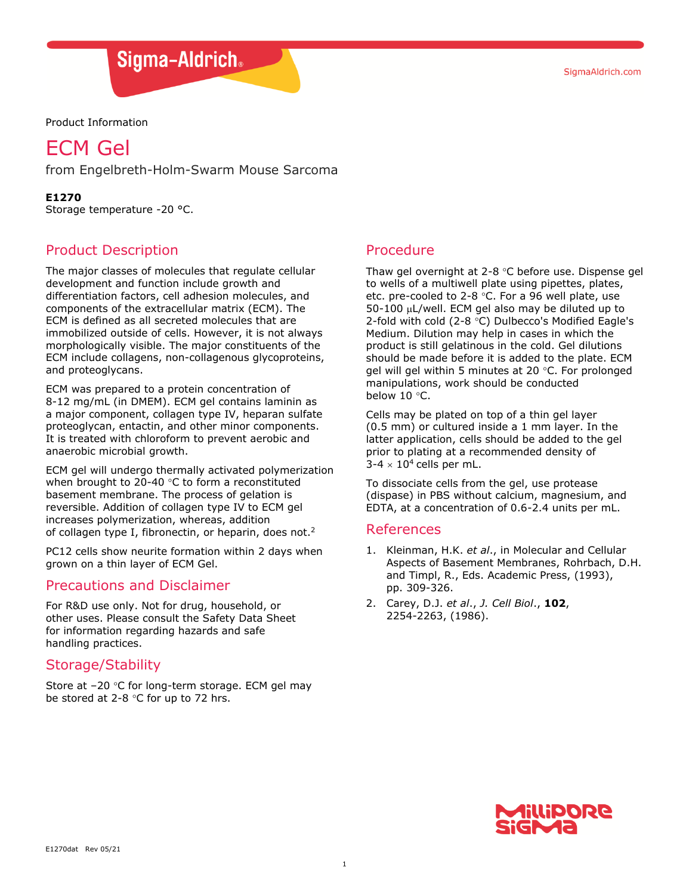Product Information

# ECM Gel

from Engelbreth-Holm-Swarm Mouse Sarcoma

**E1270**
Storage temperature -20 °C.

## Product Description

The major classes of molecules that regulate cellular development and function include growth and differentiation factors, cell adhesion molecules, and components of the extracellular matrix (ECM). The ECM is defined as all secreted molecules that are immobilized outside of cells. However, it is not always morphologically visible. The major constituents of the ECM include collagens, non-collagenous glycoproteins, and proteoglycans.

ECM was prepared to a protein concentration of 8-12 mg/mL (in DMEM). ECM gel contains laminin as a major component, collagen type IV, heparan sulfate proteoglycan, entactin, and other minor components. It is treated with chloroform to prevent aerobic and anaerobic microbial growth.

ECM gel will undergo thermally activated polymerization when brought to 20-40 °C to form a reconstituted basement membrane. The process of gelation is reversible. Addition of collagen type IV to ECM gel increases polymerization, whereas, addition of collagen type I, fibronectin, or heparin, does not.[2]

PC12 cells show neurite formation within 2 days when grown on a thin layer of ECM Gel.

## Precautions and Disclaimer

For R&D use only. Not for drug, household, or other uses. Please consult the Safety Data Sheet for information regarding hazards and safe handling practices.

## Storage/Stability

Store at –20 °C for long-term storage. ECM gel may be stored at 2-8 °C for up to 72 hrs.

## Procedure

Thaw gel overnight at 2-8 °C before use. Dispense gel to wells of a multiwell plate using pipettes, plates, etc. pre-cooled to 2-8 °C. For a 96 well plate, use 50-100 μL/well. ECM gel also may be diluted up to 2-fold with cold (2-8 °C) Dulbecco's Modified Eagle's Medium. Dilution may help in cases in which the product is still gelatinous in the cold. Gel dilutions should be made before it is added to the plate. ECM gel will gel within 5 minutes at 20 °C. For prolonged manipulations, work should be conducted below 10 °C.

Cells may be plated on top of a thin gel layer (0.5 mm) or cultured inside a 1 mm layer. In the latter application, cells should be added to the gel prior to plating at a recommended density of 3-4 $\times$ $10^4$ cells per mL.

To dissociate cells from the gel, use protease (dispase) in PBS without calcium, magnesium, and EDTA, at a concentration of 0.6-2.4 units per mL.

## References

1. Kleinman, H.K. *et al*., in Molecular and Cellular Aspects of Basement Membranes, Rohrbach, D.H. and Timpl, R., Eds. Academic Press, (1993), pp. 309-326.
2. Carey, D.J. *et al*., *J. Cell Biol*., **102**, 2254-2263, (1986).

E1270dat Rev 05/21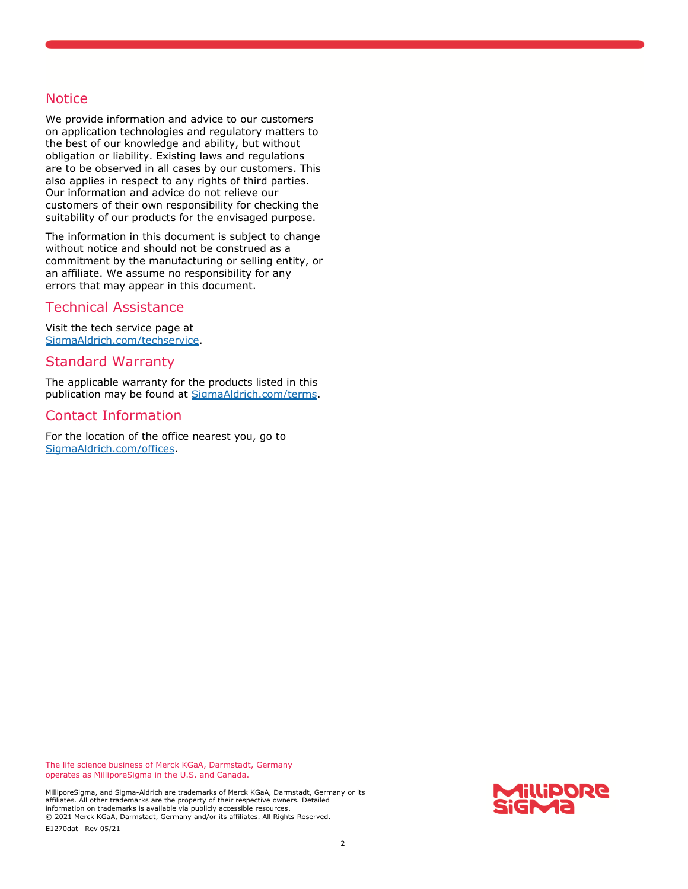## Notice

We provide information and advice to our customers on application technologies and regulatory matters to the best of our knowledge and ability, but without obligation or liability. Existing laws and regulations are to be observed in all cases by our customers. This also applies in respect to any rights of third parties. Our information and advice do not relieve our customers of their own responsibility for checking the suitability of our products for the envisaged purpose.

The information in this document is subject to change without notice and should not be construed as a commitment by the manufacturing or selling entity, or an affiliate. We assume no responsibility for any errors that may appear in this document.

## Technical Assistance

Visit the tech service page at SigmaAldrich.com/techservice.

## Standard Warranty

The applicable warranty for the products listed in this publication may be found at SigmaAldrich.com/terms.

## Contact Information

For the location of the office nearest you, go to SigmaAldrich.com/offices.

The life science business of Merck KGaA, Darmstadt, Germany operates as MilliporeSigma in the U.S. and Canada.

MilliporeSigma, and Sigma-Aldrich are trademarks of Merck KGaA, Darmstadt, Germany or its affiliates. All other trademarks are the property of their respective owners. Detailed information on trademarks is available via publicly accessible resources.
© 2021 Merck KGaA, Darmstadt, Germany and/or its affiliates. All Rights Reserved.

E1270dat Rev 05/21

MilliporeSigma